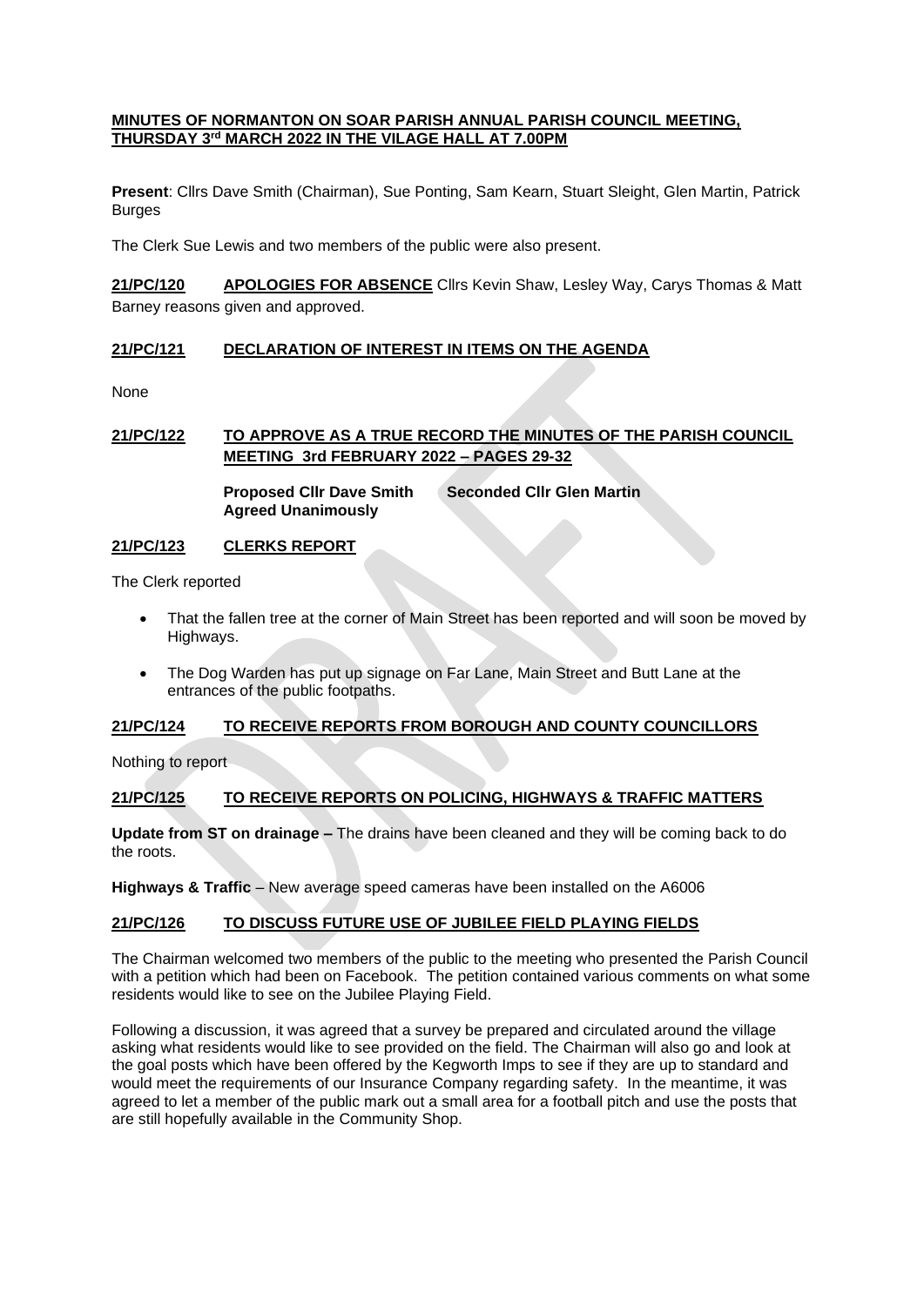**MINUTES OF NORMANTON ON SOAR PARISH ANNUAL PARISH COUNCIL MEETING, THURSDAY 3rd MARCH 2022 IN THE VILAGE HALL AT 7.00PM**

**Present**: Cllrs Dave Smith (Chairman), Sue Ponting, Sam Kearn, Stuart Sleight, Glen Martin, Patrick Burges

The Clerk Sue Lewis and two members of the public were also present.

**21/PC/120 APOLOGIES FOR ABSENCE** Cllrs Kevin Shaw, Lesley Way, Carys Thomas & Matt Barney reasons given and approved.

**21/PC/121 DECLARATION OF INTEREST IN ITEMS ON THE AGENDA**

None

**21/PC/122 TO APPROVE AS A TRUE RECORD THE MINUTES OF THE PARISH COUNCIL MEETING 3rd FEBRUARY 2022 – PAGES 29-32**

**Proposed Cllr Dave Smith** **Seconded Cllr Glen Martin**
**Agreed Unanimously**

**21/PC/123 CLERKS REPORT**

The Clerk reported

- That the fallen tree at the corner of Main Street has been reported and will soon be moved by Highways.
- The Dog Warden has put up signage on Far Lane, Main Street and Butt Lane at the entrances of the public footpaths.

**21/PC/124 TO RECEIVE REPORTS FROM BOROUGH AND COUNTY COUNCILLORS**

Nothing to report

**21/PC/125 TO RECEIVE REPORTS ON POLICING, HIGHWAYS & TRAFFIC MATTERS**

**Update from ST on drainage –** The drains have been cleaned and they will be coming back to do the roots.

**Highways & Traffic** – New average speed cameras have been installed on the A6006

**21/PC/126 TO DISCUSS FUTURE USE OF JUBILEE FIELD PLAYING FIELDS**

The Chairman welcomed two members of the public to the meeting who presented the Parish Council with a petition which had been on Facebook. The petition contained various comments on what some residents would like to see on the Jubilee Playing Field.

Following a discussion, it was agreed that a survey be prepared and circulated around the village asking what residents would like to see provided on the field. The Chairman will also go and look at the goal posts which have been offered by the Kegworth Imps to see if they are up to standard and would meet the requirements of our Insurance Company regarding safety. In the meantime, it was agreed to let a member of the public mark out a small area for a football pitch and use the posts that are still hopefully available in the Community Shop.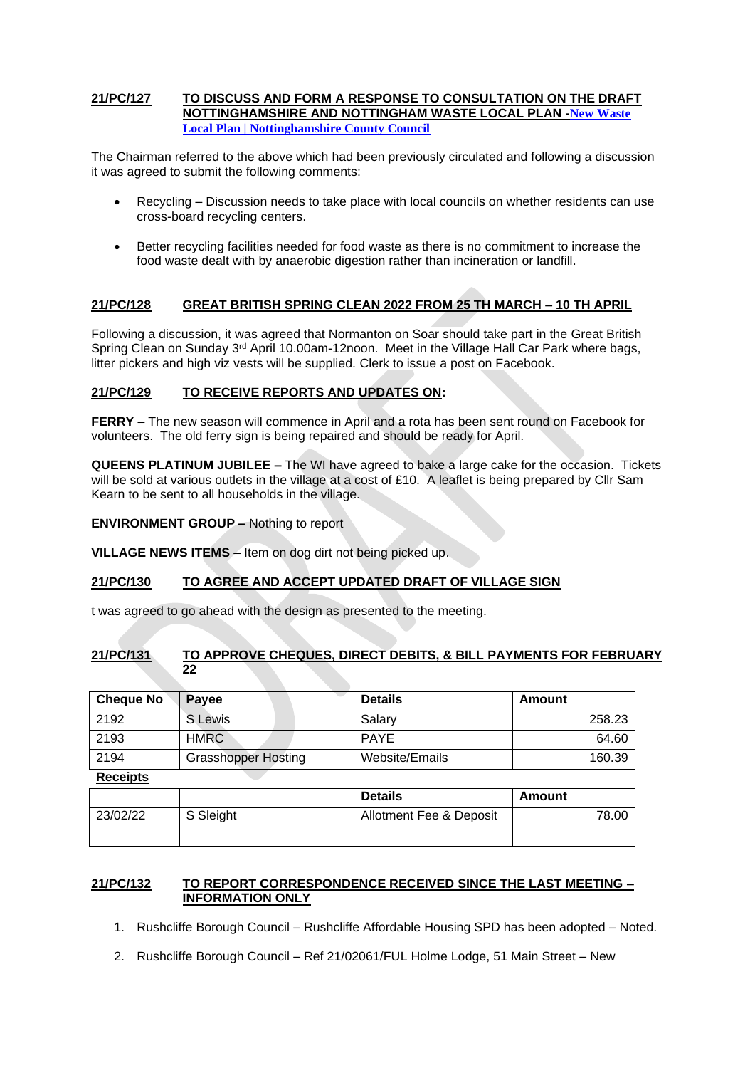**21/PC/127 TO DISCUSS AND FORM A RESPONSE TO CONSULTATION ON THE DRAFT NOTTINGHAMSHIRE AND NOTTINGHAM WASTE LOCAL PLAN -[New Waste Local Plan | Nottinghamshire County Council]**

The Chairman referred to the above which had been previously circulated and following a discussion it was agreed to submit the following comments:

- Recycling – Discussion needs to take place with local councils on whether residents can use cross-board recycling centers.
- Better recycling facilities needed for food waste as there is no commitment to increase the food waste dealt with by anaerobic digestion rather than incineration or landfill.

**21/PC/128 GREAT BRITISH SPRING CLEAN 2022 FROM 25 TH MARCH – 10 TH APRIL**

Following a discussion, it was agreed that Normanton on Soar should take part in the Great British Spring Clean on Sunday 3rd April 10.00am-12noon. Meet in the Village Hall Car Park where bags, litter pickers and high viz vests will be supplied. Clerk to issue a post on Facebook.

**21/PC/129 TO RECEIVE REPORTS AND UPDATES ON:**

**FERRY** – The new season will commence in April and a rota has been sent round on Facebook for volunteers. The old ferry sign is being repaired and should be ready for April.

**QUEENS PLATINUM JUBILEE –** The WI have agreed to bake a large cake for the occasion. Tickets will be sold at various outlets in the village at a cost of £10. A leaflet is being prepared by Cllr Sam Kearn to be sent to all households in the village.

**ENVIRONMENT GROUP –** Nothing to report

**VILLAGE NEWS ITEMS** – Item on dog dirt not being picked up.

**21/PC/130 TO AGREE AND ACCEPT UPDATED DRAFT OF VILLAGE SIGN**

t was agreed to go ahead with the design as presented to the meeting.

**21/PC/131 TO APPROVE CHEQUES, DIRECT DEBITS, & BILL PAYMENTS FOR FEBRUARY 22**

| Cheque No | Payee | Details | Amount |
|---|---|---|---|
| 2192 | S Lewis | Salary | 258.23 |
| 2193 | HMRC | PAYE | 64.60 |
| 2194 | Grasshopper Hosting | Website/Emails | 160.39 |

**Receipts**

| | | Details | Amount |
|---|---|---|---|
| 23/02/22 | S Sleight | Allotment Fee & Deposit | 78.00 |
| | | | |

**21/PC/132 TO REPORT CORRESPONDENCE RECEIVED SINCE THE LAST MEETING – INFORMATION ONLY**

1. Rushcliffe Borough Council – Rushcliffe Affordable Housing SPD has been adopted – Noted.
2. Rushcliffe Borough Council – Ref 21/02061/FUL Holme Lodge, 51 Main Street – New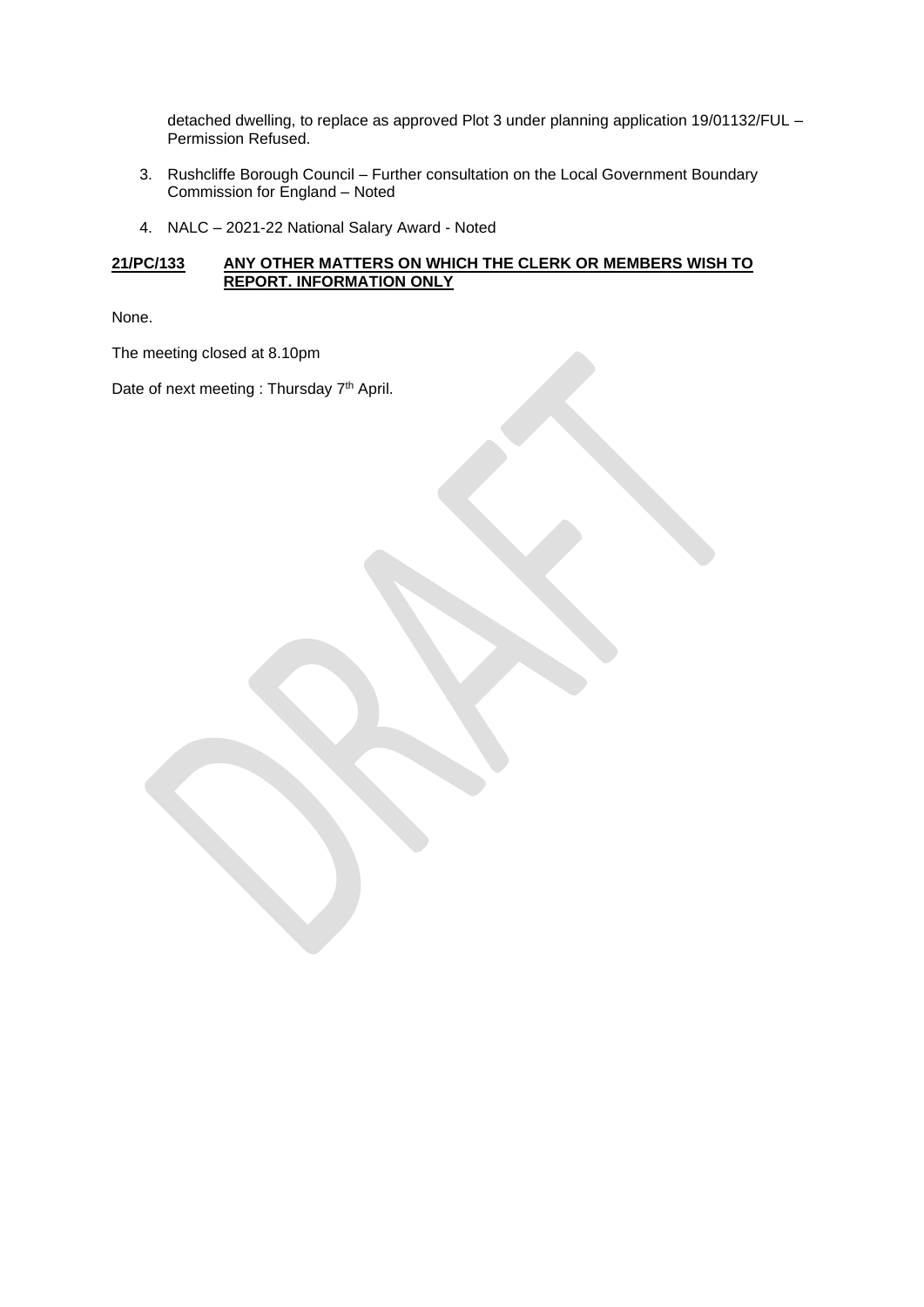detached dwelling, to replace as approved Plot 3 under planning application 19/01132/FUL – Permission Refused.

3. Rushcliffe Borough Council – Further consultation on the Local Government Boundary Commission for England – Noted

4. NALC – 2021-22 National Salary Award - Noted

**21/PC/133 ANY OTHER MATTERS ON WHICH THE CLERK OR MEMBERS WISH TO REPORT. INFORMATION ONLY**

None.

The meeting closed at 8.10pm

Date of next meeting : Thursday 7th April.